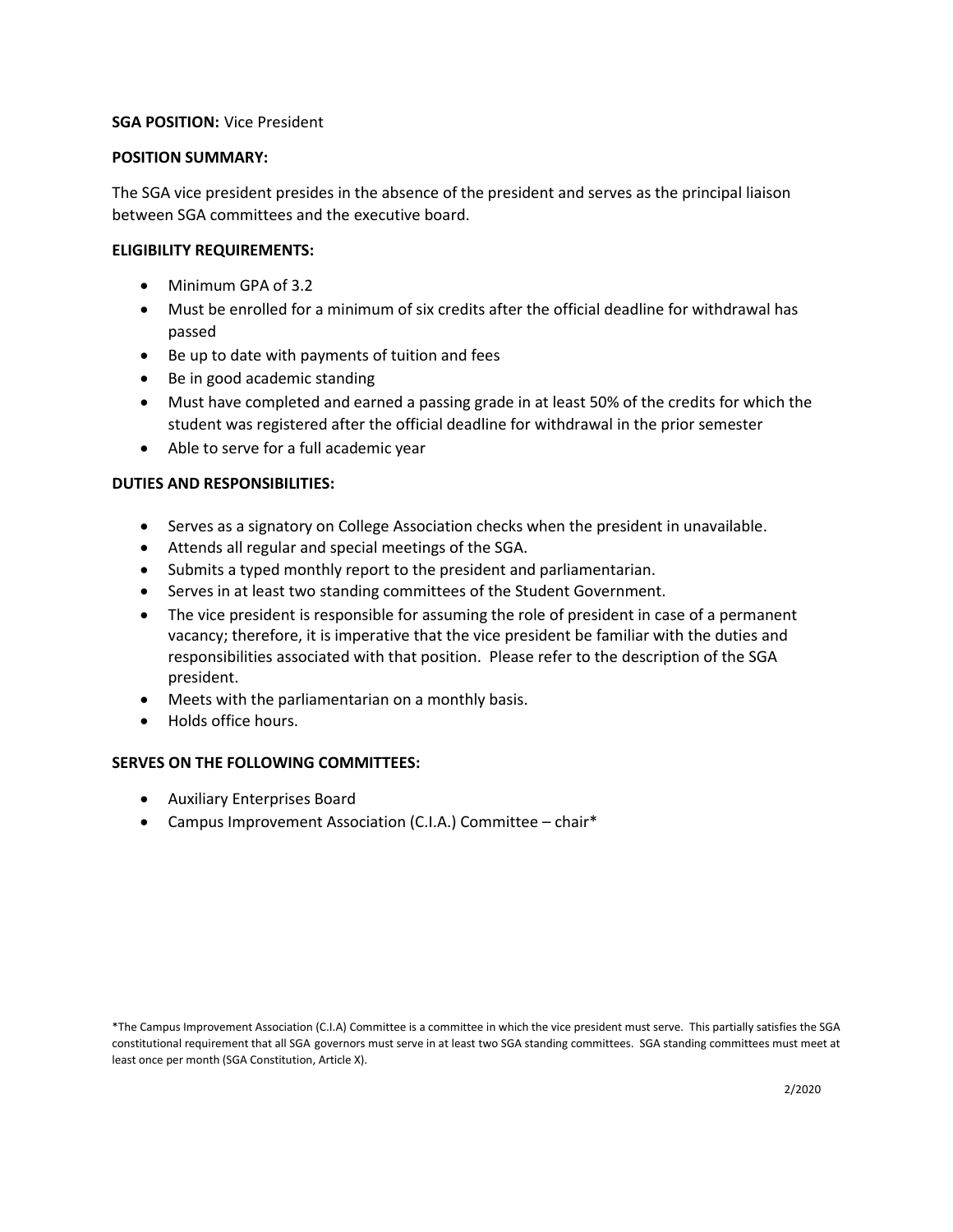**SGA POSITION:** Vice President

**POSITION SUMMARY:**

The SGA vice president presides in the absence of the president and serves as the principal liaison between SGA committees and the executive board.

**ELIGIBILITY REQUIREMENTS:**

- Minimum GPA of 3.2
- Must be enrolled for a minimum of six credits after the official deadline for withdrawal has passed
- Be up to date with payments of tuition and fees
- Be in good academic standing
- Must have completed and earned a passing grade in at least 50% of the credits for which the student was registered after the official deadline for withdrawal in the prior semester
- Able to serve for a full academic year

**DUTIES AND RESPONSIBILITIES:**

- Serves as a signatory on College Association checks when the president in unavailable.
- Attends all regular and special meetings of the SGA.
- Submits a typed monthly report to the president and parliamentarian.
- Serves in at least two standing committees of the Student Government.
- The vice president is responsible for assuming the role of president in case of a permanent vacancy; therefore, it is imperative that the vice president be familiar with the duties and responsibilities associated with that position. Please refer to the description of the SGA president.
- Meets with the parliamentarian on a monthly basis.
- Holds office hours.

**SERVES ON THE FOLLOWING COMMITTEES:**

- Auxiliary Enterprises Board
- Campus Improvement Association (C.I.A.) Committee – chair*

*The Campus Improvement Association (C.I.A) Committee is a committee in which the vice president must serve. This partially satisfies the SGA constitutional requirement that all SGA governors must serve in at least two SGA standing committees. SGA standing committees must meet at least once per month (SGA Constitution, Article X).

2/2020